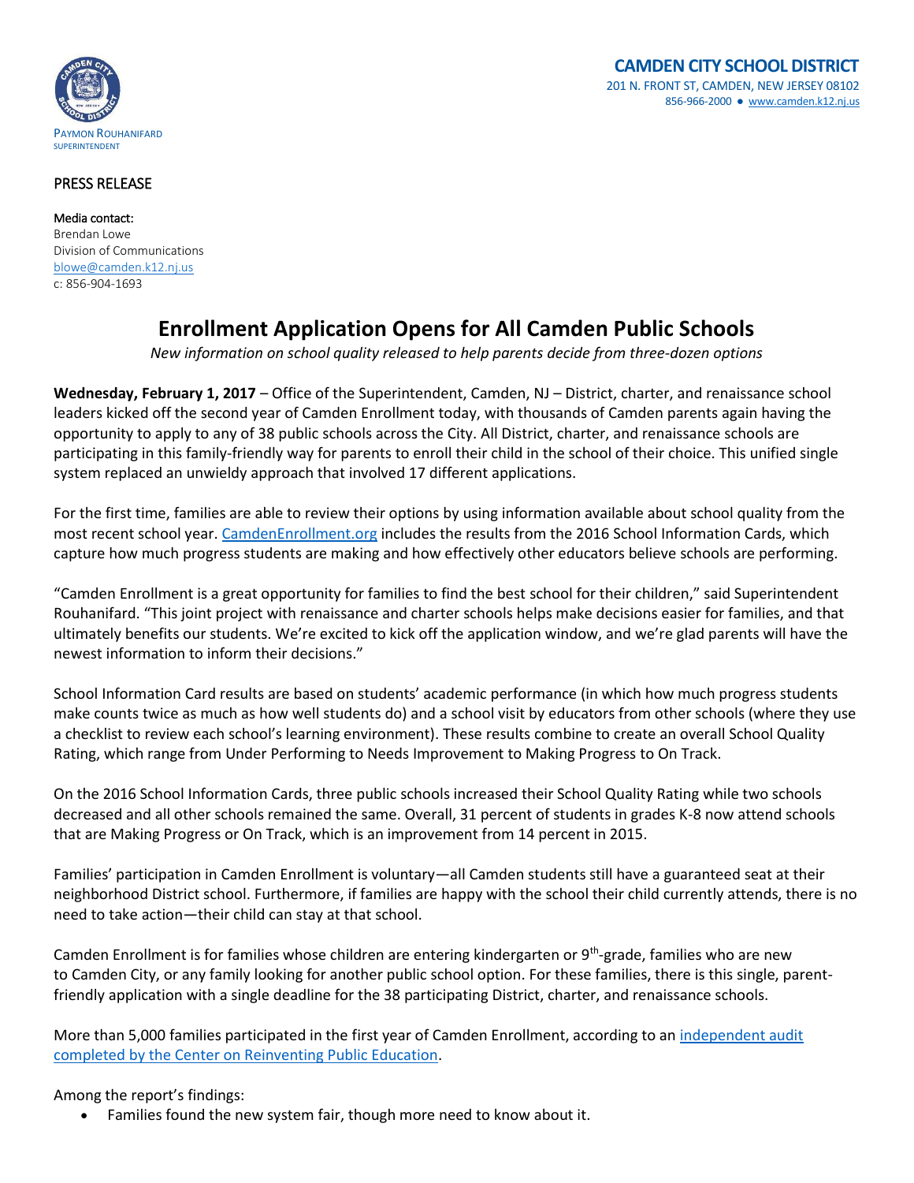PAYMON ROUHANIFARD
SUPERINTENDENT

**CAMDEN CITY SCHOOL DISTRICT**
201 N. FRONT ST, CAMDEN, NEW JERSEY 08102
856-966-2000 ● www.camden.k12.nj.us

PRESS RELEASE

Media contact:
Brendan Lowe
Division of Communications
blowe@camden.k12.nj.us
c: 856-904-1693

# Enrollment Application Opens for All Camden Public Schools

*New information on school quality released to help parents decide from three-dozen options*

**Wednesday, February 1, 2017** – Office of the Superintendent, Camden, NJ – District, charter, and renaissance school leaders kicked off the second year of Camden Enrollment today, with thousands of Camden parents again having the opportunity to apply to any of 38 public schools across the City. All District, charter, and renaissance schools are participating in this family-friendly way for parents to enroll their child in the school of their choice. This unified single system replaced an unwieldy approach that involved 17 different applications.

For the first time, families are able to review their options by using information available about school quality from the most recent school year. CamdenEnrollment.org includes the results from the 2016 School Information Cards, which capture how much progress students are making and how effectively other educators believe schools are performing.

"Camden Enrollment is a great opportunity for families to find the best school for their children," said Superintendent Rouhanifard. "This joint project with renaissance and charter schools helps make decisions easier for families, and that ultimately benefits our students. We're excited to kick off the application window, and we're glad parents will have the newest information to inform their decisions."

School Information Card results are based on students' academic performance (in which how much progress students make counts twice as much as how well students do) and a school visit by educators from other schools (where they use a checklist to review each school's learning environment). These results combine to create an overall School Quality Rating, which range from Under Performing to Needs Improvement to Making Progress to On Track.

On the 2016 School Information Cards, three public schools increased their School Quality Rating while two schools decreased and all other schools remained the same. Overall, 31 percent of students in grades K-8 now attend schools that are Making Progress or On Track, which is an improvement from 14 percent in 2015.

Families' participation in Camden Enrollment is voluntary—all Camden students still have a guaranteed seat at their neighborhood District school. Furthermore, if families are happy with the school their child currently attends, there is no need to take action—their child can stay at that school.

Camden Enrollment is for families whose children are entering kindergarten or 9th-grade, families who are new to Camden City, or any family looking for another public school option. For these families, there is this single, parent-friendly application with a single deadline for the 38 participating District, charter, and renaissance schools.

More than 5,000 families participated in the first year of Camden Enrollment, according to an independent audit completed by the Center on Reinventing Public Education.

Among the report's findings:

- Families found the new system fair, though more need to know about it.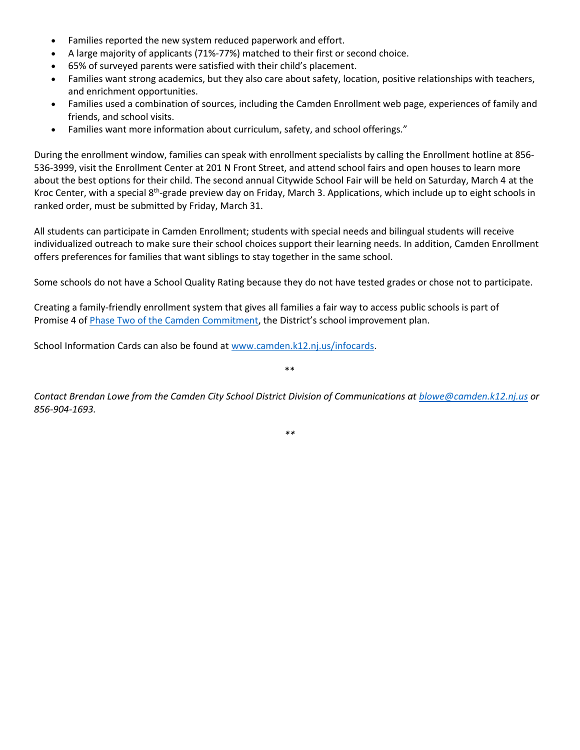- Families reported the new system reduced paperwork and effort.
- A large majority of applicants (71%-77%) matched to their first or second choice.
- 65% of surveyed parents were satisfied with their child's placement.
- Families want strong academics, but they also care about safety, location, positive relationships with teachers, and enrichment opportunities.
- Families used a combination of sources, including the Camden Enrollment web page, experiences of family and friends, and school visits.
- Families want more information about curriculum, safety, and school offerings."

During the enrollment window, families can speak with enrollment specialists by calling the Enrollment hotline at 856-536-3999, visit the Enrollment Center at 201 N Front Street, and attend school fairs and open houses to learn more about the best options for their child. The second annual Citywide School Fair will be held on Saturday, March 4 at the Kroc Center, with a special 8th-grade preview day on Friday, March 3. Applications, which include up to eight schools in ranked order, must be submitted by Friday, March 31.

All students can participate in Camden Enrollment; students with special needs and bilingual students will receive individualized outreach to make sure their school choices support their learning needs. In addition, Camden Enrollment offers preferences for families that want siblings to stay together in the same school.

Some schools do not have a School Quality Rating because they do not have tested grades or chose not to participate.

Creating a family-friendly enrollment system that gives all families a fair way to access public schools is part of Promise 4 of Phase Two of the Camden Commitment, the District's school improvement plan.

School Information Cards can also be found at www.camden.k12.nj.us/infocards.

**

*Contact Brendan Lowe from the Camden City School District Division of Communications at blowe@camden.k12.nj.us or 856-904-1693.*

**